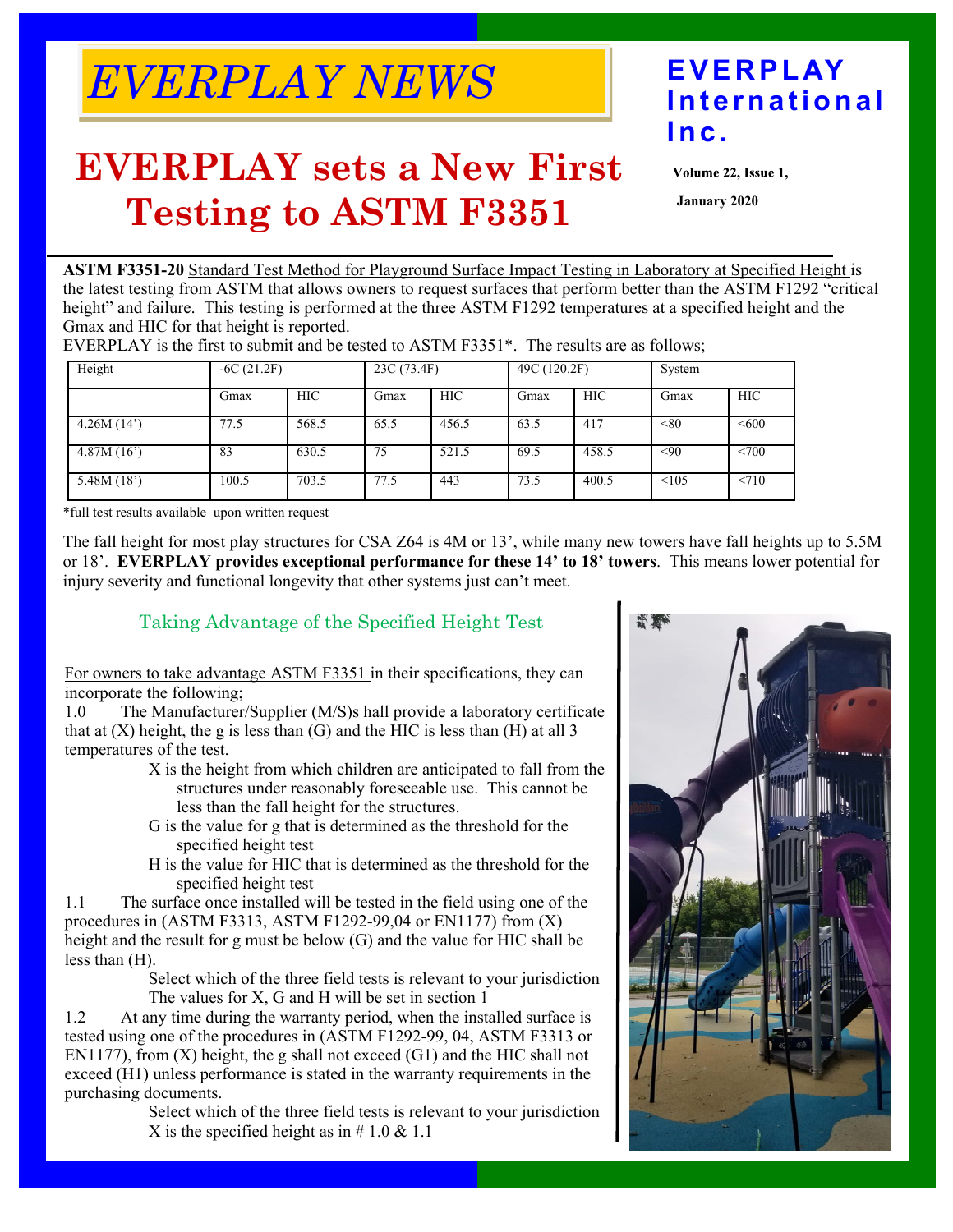# EVERPLAY NEWS

**EVERPLAY International Inc.**

**Volume 22, Issue 1,**

**January 2020**

# EVERPLAY sets a New First Testing to ASTM F3351

**ASTM F3351-20** Standard Test Method for Playground Surface Impact Testing in Laboratory at Specified Height is the latest testing from ASTM that allows owners to request surfaces that perform better than the ASTM F1292 "critical height" and failure. This testing is performed at the three ASTM F1292 temperatures at a specified height and the Gmax and HIC for that height is reported.

EVERPLAY is the first to submit and be tested to ASTM F3351*. The results are as follows;

| Height | -6C (21.2F) | | 23C (73.4F) | | 49C (120.2F) | | System | |
|---|---|---|---|---|---|---|---|---|
| | Gmax | HIC | Gmax | HIC | Gmax | HIC | Gmax | HIC |
| 4.26M (14') | 77.5 | 568.5 | 65.5 | 456.5 | 63.5 | 417 | <80 | <600 |
| 4.87M (16') | 83 | 630.5 | 75 | 521.5 | 69.5 | 458.5 | <90 | <700 |
| 5.48M (18') | 100.5 | 703.5 | 77.5 | 443 | 73.5 | 400.5 | <105 | <710 |

*full test results available upon written request

The fall height for most play structures for CSA Z64 is 4M or 13', while many new towers have fall heights up to 5.5M or 18'. **EVERPLAY provides exceptional performance for these 14' to 18' towers**. This means lower potential for injury severity and functional longevity that other systems just can't meet.

## Taking Advantage of the Specified Height Test

For owners to take advantage ASTM F3351 in their specifications, they can incorporate the following;

1.0 The Manufacturer/Supplier (M/S)s hall provide a laboratory certificate that at (X) height, the g is less than (G) and the HIC is less than (H) at all 3 temperatures of the test.

- X is the height from which children are anticipated to fall from the structures under reasonably foreseeable use. This cannot be less than the fall height for the structures.
- G is the value for g that is determined as the threshold for the specified height test
- H is the value for HIC that is determined as the threshold for the specified height test

1.1 The surface once installed will be tested in the field using one of the procedures in (ASTM F3313, ASTM F1292-99,04 or EN1177) from (X) height and the result for g must be below (G) and the value for HIC shall be less than (H).

- Select which of the three field tests is relevant to your jurisdiction
- The values for X, G and H will be set in section 1

1.2 At any time during the warranty period, when the installed surface is tested using one of the procedures in (ASTM F1292-99, 04, ASTM F3313 or EN1177), from (X) height, the g shall not exceed (G1) and the HIC shall not exceed (H1) unless performance is stated in the warranty requirements in the purchasing documents.

- Select which of the three field tests is relevant to your jurisdiction
- X is the specified height as in # 1.0 & 1.1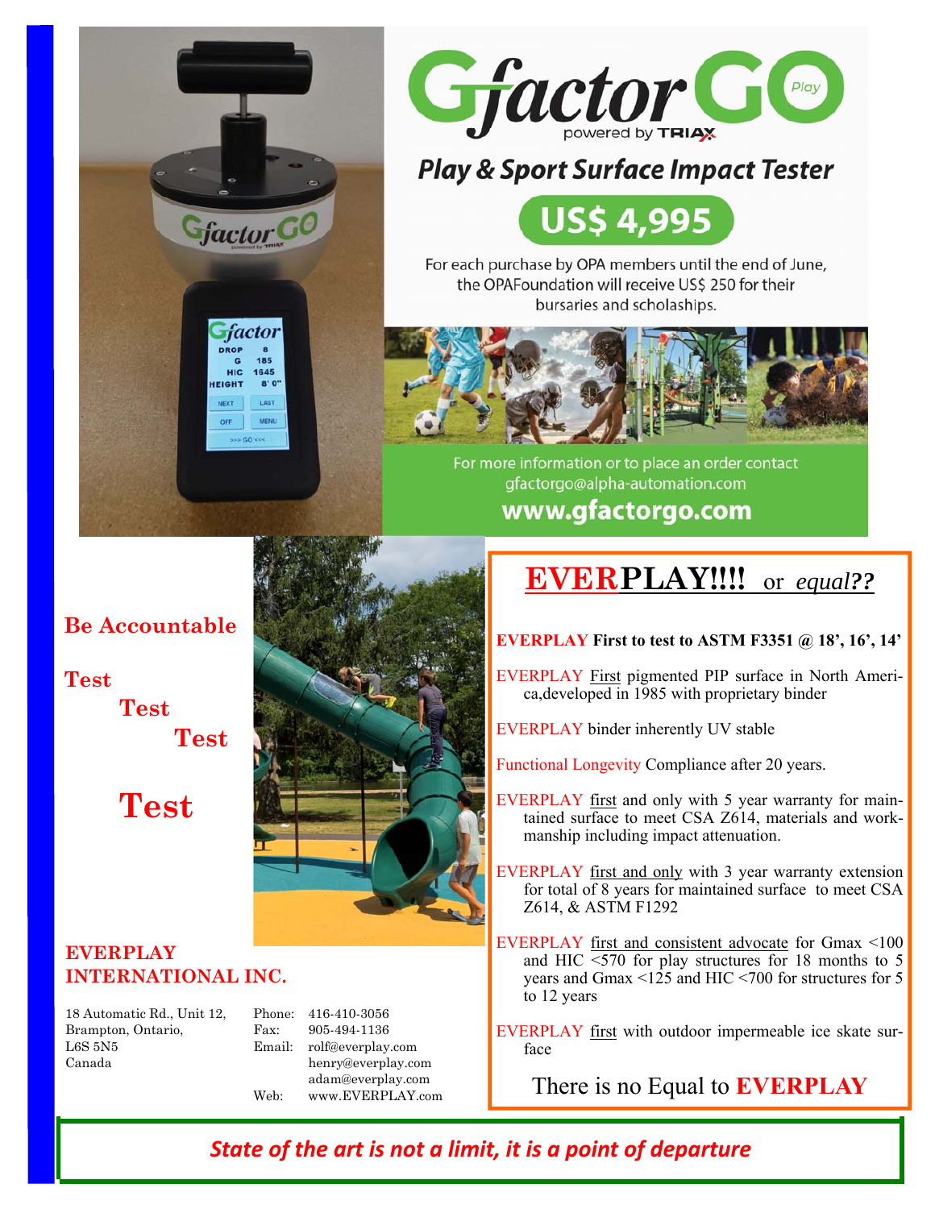# GfactorGO Play

powered by TRIAX

## Play & Sport Surface Impact Tester

**US$ 4,995**

For each purchase by OPA members until the end of June, the OPAFoundation will receive US$ 250 for their bursaries and scholarships.

For more information or to place an order contact
gfactorgo@alpha-automation.com
**www.gfactorgo.com**

**Be Accountable**

**Test**

**Test**

**Test**

**Test**

## EVERPLAY!!!! or *equal??*

**EVERPLAY First to test to ASTM F3351 @ 18', 16', 14'**

EVERPLAY First pigmented PIP surface in North America, developed in 1985 with proprietary binder

EVERPLAY binder inherently UV stable

Functional Longevity Compliance after 20 years.

EVERPLAY first and only with 5 year warranty for maintained surface to meet CSA Z614, materials and workmanship including impact attenuation.

EVERPLAY first and only with 3 year warranty extension for total of 8 years for maintained surface to meet CSA Z614, & ASTM F1292

EVERPLAY first and consistent advocate for Gmax <100 and HIC <570 for play structures for 18 months to 5 years and Gmax <125 and HIC <700 for structures for 5 to 12 years

EVERPLAY first with outdoor impermeable ice skate surface

There is no Equal to **EVERPLAY**

**EVERPLAY INTERNATIONAL INC.**

18 Automatic Rd., Unit 12,
Brampton, Ontario,
L6S 5N5
Canada

Phone: 416-410-3056
Fax: 905-494-1136
Email: rolf@everplay.com
henry@everplay.com
adam@everplay.com
Web: www.EVERPLAY.com

***State of the art is not a limit, it is a point of departure***